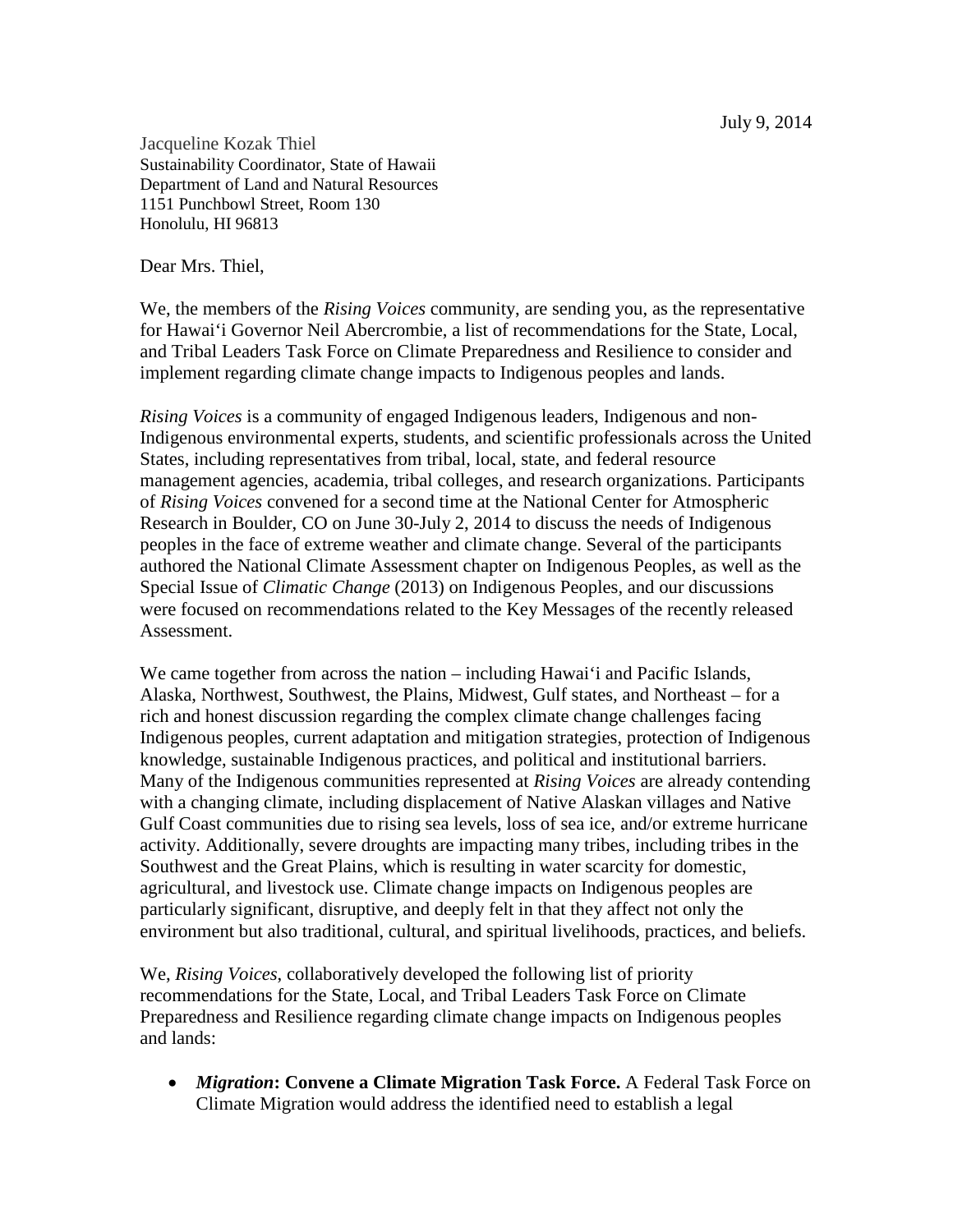July 9, 2014

Jacqueline Kozak Thiel
Sustainability Coordinator, State of Hawaii
Department of Land and Natural Resources
1151 Punchbowl Street, Room 130
Honolulu, HI 96813

Dear Mrs. Thiel,

We, the members of the *Rising Voices* community, are sending you, as the representative for Hawaiʻi Governor Neil Abercrombie, a list of recommendations for the State, Local, and Tribal Leaders Task Force on Climate Preparedness and Resilience to consider and implement regarding climate change impacts to Indigenous peoples and lands.

*Rising Voices* is a community of engaged Indigenous leaders, Indigenous and non-Indigenous environmental experts, students, and scientific professionals across the United States, including representatives from tribal, local, state, and federal resource management agencies, academia, tribal colleges, and research organizations. Participants of *Rising Voices* convened for a second time at the National Center for Atmospheric Research in Boulder, CO on June 30-July 2, 2014 to discuss the needs of Indigenous peoples in the face of extreme weather and climate change. Several of the participants authored the National Climate Assessment chapter on Indigenous Peoples, as well as the Special Issue of *Climatic Change* (2013) on Indigenous Peoples, and our discussions were focused on recommendations related to the Key Messages of the recently released Assessment.

We came together from across the nation – including Hawaiʻi and Pacific Islands, Alaska, Northwest, Southwest, the Plains, Midwest, Gulf states, and Northeast – for a rich and honest discussion regarding the complex climate change challenges facing Indigenous peoples, current adaptation and mitigation strategies, protection of Indigenous knowledge, sustainable Indigenous practices, and political and institutional barriers. Many of the Indigenous communities represented at *Rising Voices* are already contending with a changing climate, including displacement of Native Alaskan villages and Native Gulf Coast communities due to rising sea levels, loss of sea ice, and/or extreme hurricane activity. Additionally, severe droughts are impacting many tribes, including tribes in the Southwest and the Great Plains, which is resulting in water scarcity for domestic, agricultural, and livestock use. Climate change impacts on Indigenous peoples are particularly significant, disruptive, and deeply felt in that they affect not only the environment but also traditional, cultural, and spiritual livelihoods, practices, and beliefs.

We, *Rising Voices*, collaboratively developed the following list of priority recommendations for the State, Local, and Tribal Leaders Task Force on Climate Preparedness and Resilience regarding climate change impacts on Indigenous peoples and lands:

- ***Migration*: Convene a Climate Migration Task Force.** A Federal Task Force on Climate Migration would address the identified need to establish a legal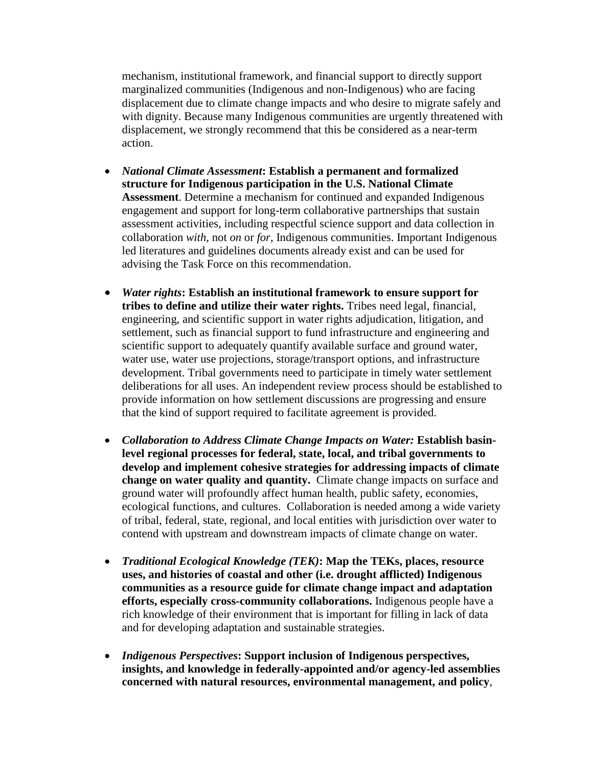mechanism, institutional framework, and financial support to directly support marginalized communities (Indigenous and non-Indigenous) who are facing displacement due to climate change impacts and who desire to migrate safely and with dignity. Because many Indigenous communities are urgently threatened with displacement, we strongly recommend that this be considered as a near-term action.

- ***National Climate Assessment*: Establish a permanent and formalized structure for Indigenous participation in the U.S. National Climate Assessment**. Determine a mechanism for continued and expanded Indigenous engagement and support for long-term collaborative partnerships that sustain assessment activities, including respectful science support and data collection in collaboration *with*, not *on* or *for*, Indigenous communities. Important Indigenous led literatures and guidelines documents already exist and can be used for advising the Task Force on this recommendation.

- ***Water rights*: Establish an institutional framework to ensure support for tribes to define and utilize their water rights.** Tribes need legal, financial, engineering, and scientific support in water rights adjudication, litigation, and settlement, such as financial support to fund infrastructure and engineering and scientific support to adequately quantify available surface and ground water, water use, water use projections, storage/transport options, and infrastructure development. Tribal governments need to participate in timely water settlement deliberations for all uses. An independent review process should be established to provide information on how settlement discussions are progressing and ensure that the kind of support required to facilitate agreement is provided.

- ***Collaboration to Address Climate Change Impacts on Water:* Establish basin-level regional processes for federal, state, local, and tribal governments to develop and implement cohesive strategies for addressing impacts of climate change on water quality and quantity.** Climate change impacts on surface and ground water will profoundly affect human health, public safety, economies, ecological functions, and cultures. Collaboration is needed among a wide variety of tribal, federal, state, regional, and local entities with jurisdiction over water to contend with upstream and downstream impacts of climate change on water.

- ***Traditional Ecological Knowledge (TEK)*: Map the TEKs, places, resource uses, and histories of coastal and other (i.e. drought afflicted) Indigenous communities as a resource guide for climate change impact and adaptation efforts, especially cross-community collaborations.** Indigenous people have a rich knowledge of their environment that is important for filling in lack of data and for developing adaptation and sustainable strategies.

- ***Indigenous Perspectives*: Support inclusion of Indigenous perspectives, insights, and knowledge in federally-appointed and/or agency-led assemblies concerned with natural resources, environmental management, and policy**,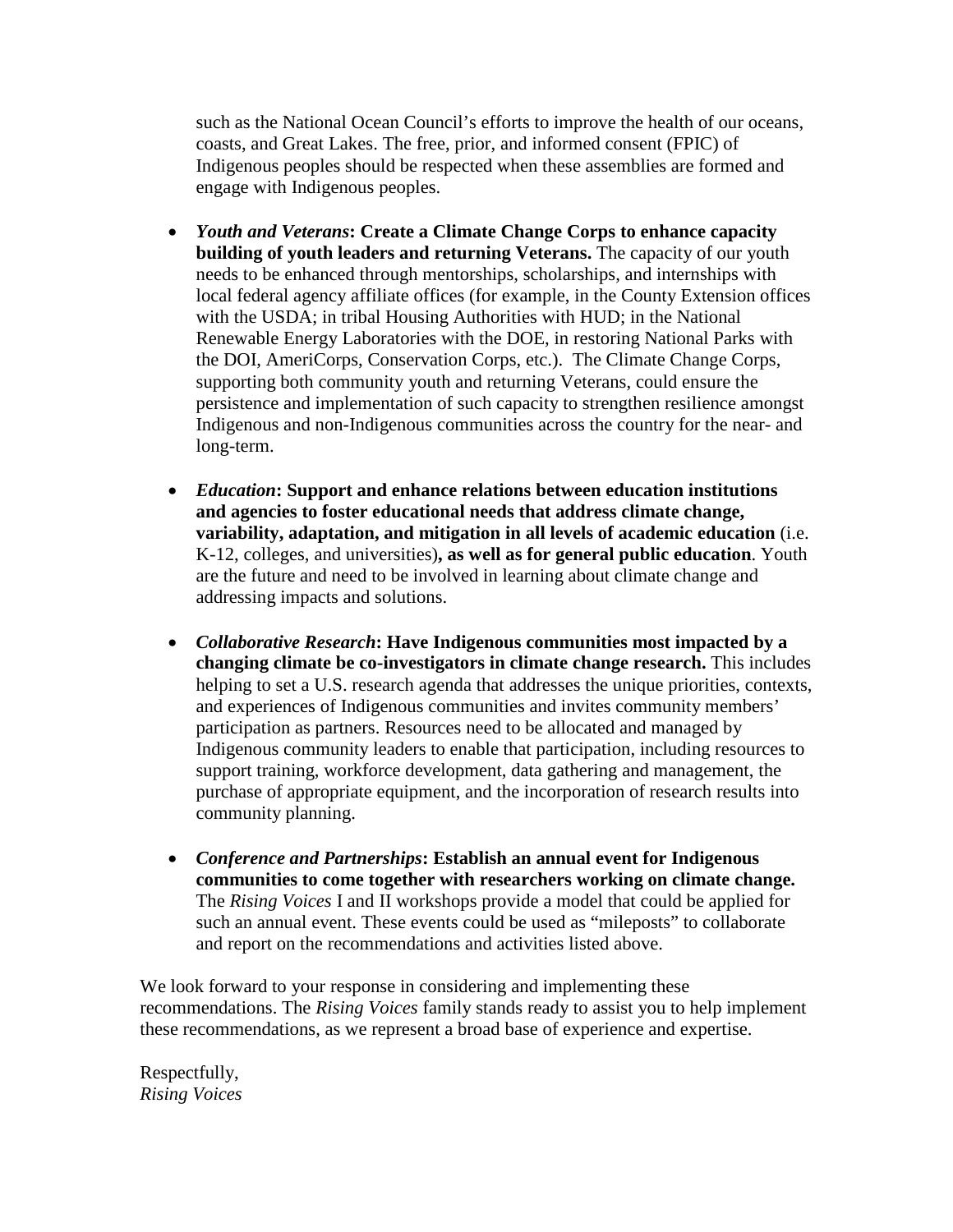such as the National Ocean Council's efforts to improve the health of our oceans, coasts, and Great Lakes. The free, prior, and informed consent (FPIC) of Indigenous peoples should be respected when these assemblies are formed and engage with Indigenous peoples.

- ***Youth and Veterans*****: Create a Climate Change Corps to enhance capacity building of youth leaders and returning Veterans.** The capacity of our youth needs to be enhanced through mentorships, scholarships, and internships with local federal agency affiliate offices (for example, in the County Extension offices with the USDA; in tribal Housing Authorities with HUD; in the National Renewable Energy Laboratories with the DOE, in restoring National Parks with the DOI, AmeriCorps, Conservation Corps, etc.). The Climate Change Corps, supporting both community youth and returning Veterans, could ensure the persistence and implementation of such capacity to strengthen resilience amongst Indigenous and non-Indigenous communities across the country for the near- and long-term.

- ***Education*****: Support and enhance relations between education institutions and agencies to foster educational needs that address climate change, variability, adaptation, and mitigation in all levels of academic education** (i.e. K-12, colleges, and universities)**, as well as for general public education**. Youth are the future and need to be involved in learning about climate change and addressing impacts and solutions.

- ***Collaborative Research*****: Have Indigenous communities most impacted by a changing climate be co-investigators in climate change research.** This includes helping to set a U.S. research agenda that addresses the unique priorities, contexts, and experiences of Indigenous communities and invites community members' participation as partners. Resources need to be allocated and managed by Indigenous community leaders to enable that participation, including resources to support training, workforce development, data gathering and management, the purchase of appropriate equipment, and the incorporation of research results into community planning.

- ***Conference and Partnerships*****: Establish an annual event for Indigenous communities to come together with researchers working on climate change.** The *Rising Voices* I and II workshops provide a model that could be applied for such an annual event. These events could be used as "mileposts" to collaborate and report on the recommendations and activities listed above.

We look forward to your response in considering and implementing these recommendations. The *Rising Voices* family stands ready to assist you to help implement these recommendations, as we represent a broad base of experience and expertise.

Respectfully,
*Rising Voices*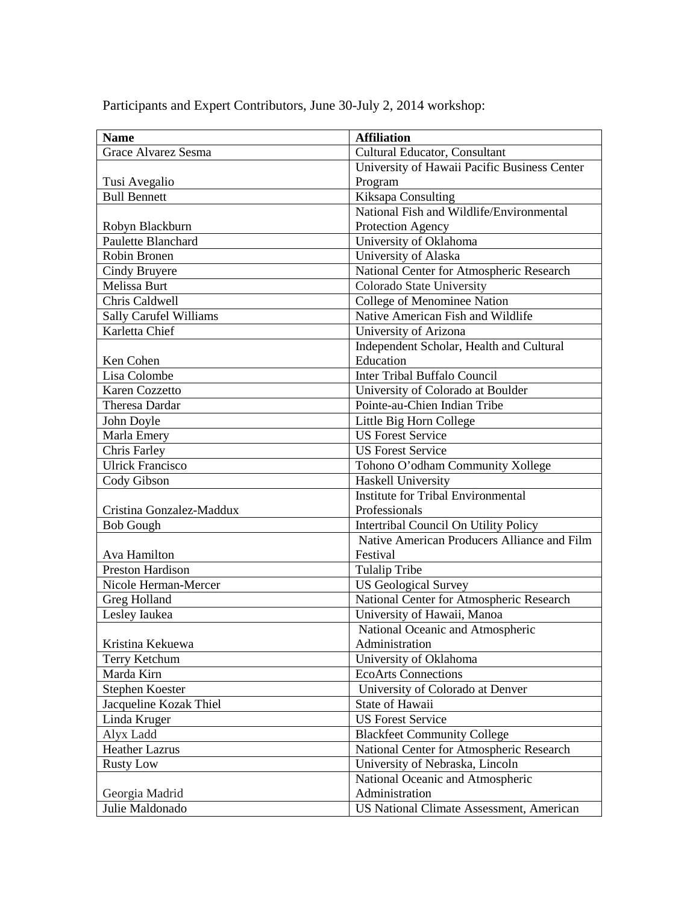Participants and Expert Contributors, June 30-July 2, 2014 workshop:

| **Name** | **Affiliation** |
| --- | --- |
| Grace Alvarez Sesma | Cultural Educator, Consultant |
| Tusi Avegalio | University of Hawaii Pacific Business Center Program |
| Bull Bennett | Kiksapa Consulting |
| Robyn Blackburn | National Fish and Wildlife/Environmental Protection Agency |
| Paulette Blanchard | University of Oklahoma |
| Robin Bronen | University of Alaska |
| Cindy Bruyere | National Center for Atmospheric Research |
| Melissa Burt | Colorado State University |
| Chris Caldwell | College of Menominee Nation |
| Sally Carufel Williams | Native American Fish and Wildlife |
| Karletta Chief | University of Arizona |
| Ken Cohen | Independent Scholar, Health and Cultural Education |
| Lisa Colombe | Inter Tribal Buffalo Council |
| Karen Cozzetto | University of Colorado at Boulder |
| Theresa Dardar | Pointe-au-Chien Indian Tribe |
| John Doyle | Little Big Horn College |
| Marla Emery | US Forest Service |
| Chris Farley | US Forest Service |
| Ulrick Francisco | Tohono O'odham Community Xollege |
| Cody Gibson | Haskell University |
| Cristina Gonzalez-Maddux | Institute for Tribal Environmental Professionals |
| Bob Gough | Intertribal Council On Utility Policy |
| Ava Hamilton | Native American Producers Alliance and Film Festival |
| Preston Hardison | Tulalip Tribe |
| Nicole Herman-Mercer | US Geological Survey |
| Greg Holland | National Center for Atmospheric Research |
| Lesley Iaukea | University of Hawaii, Manoa |
| Kristina Kekuewa | National Oceanic and Atmospheric Administration |
| Terry Ketchum | University of Oklahoma |
| Marda Kirn | EcoArts Connections |
| Stephen Koester | University of Colorado at Denver |
| Jacqueline Kozak Thiel | State of Hawaii |
| Linda Kruger | US Forest Service |
| Alyx Ladd | Blackfeet Community College |
| Heather Lazrus | National Center for Atmospheric Research |
| Rusty Low | University of Nebraska, Lincoln |
| Georgia Madrid | National Oceanic and Atmospheric Administration |
| Julie Maldonado | US National Climate Assessment, American |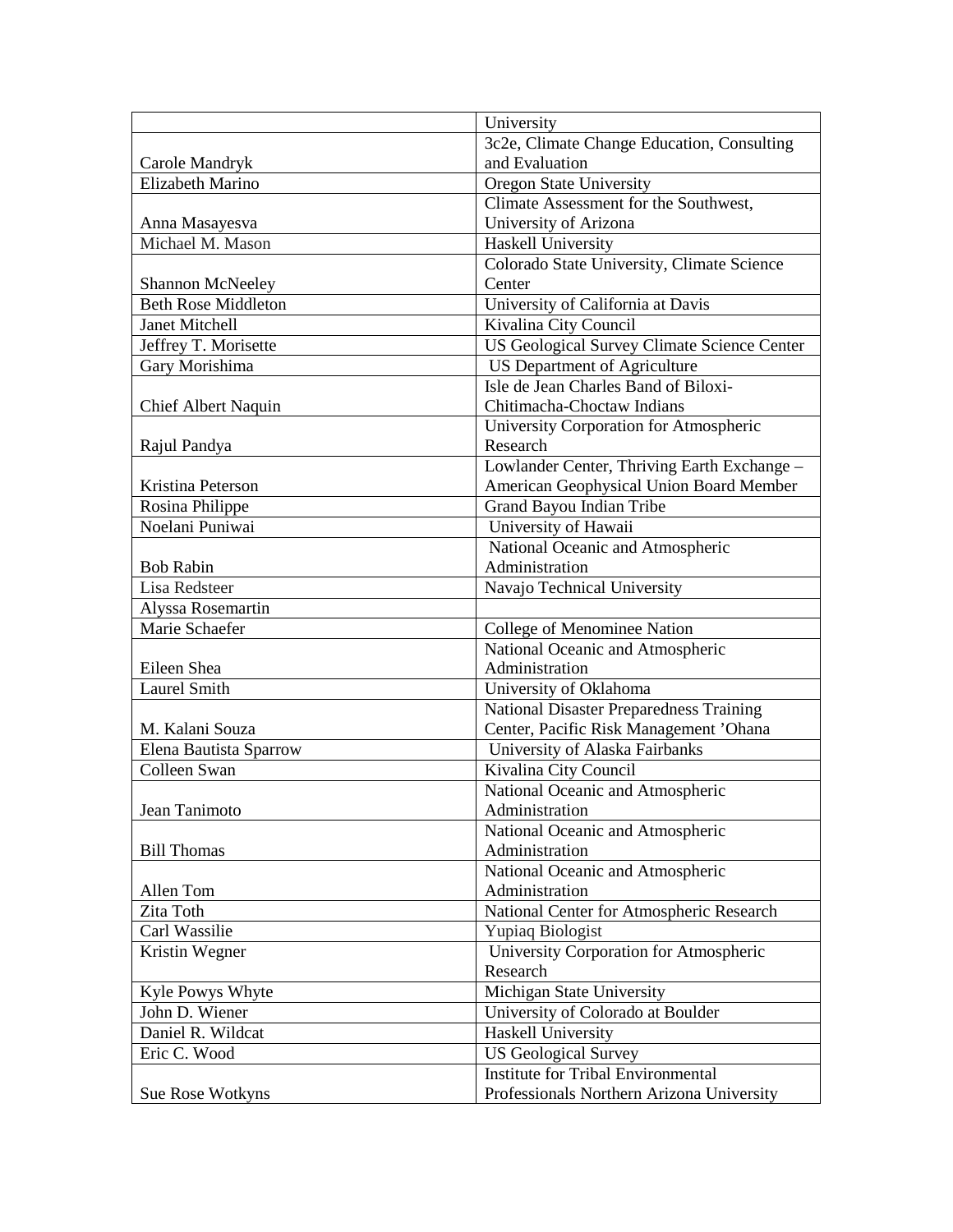| | |
|---|---|
| | University |
| Carole Mandryk | 3c2e, Climate Change Education, Consulting and Evaluation |
| Elizabeth Marino | Oregon State University |
| Anna Masayesva | Climate Assessment for the Southwest, University of Arizona |
| Michael M. Mason | Haskell University |
| Shannon McNeeley | Colorado State University, Climate Science Center |
| Beth Rose Middleton | University of California at Davis |
| Janet Mitchell | Kivalina City Council |
| Jeffrey T. Morisette | US Geological Survey Climate Science Center |
| Gary Morishima | US Department of Agriculture |
| Chief Albert Naquin | Isle de Jean Charles Band of Biloxi-Chitimacha-Choctaw Indians |
| Rajul Pandya | University Corporation for Atmospheric Research |
| Kristina Peterson | Lowlander Center, Thriving Earth Exchange – American Geophysical Union Board Member |
| Rosina Philippe | Grand Bayou Indian Tribe |
| Noelani Puniwai | University of Hawaii |
| Bob Rabin | National Oceanic and Atmospheric Administration |
| Lisa Redsteer | Navajo Technical University |
| Alyssa Rosemartin | |
| Marie Schaefer | College of Menominee Nation |
| Eileen Shea | National Oceanic and Atmospheric Administration |
| Laurel Smith | University of Oklahoma |
| M. Kalani Souza | National Disaster Preparedness Training Center, Pacific Risk Management 'Ohana |
| Elena Bautista Sparrow | University of Alaska Fairbanks |
| Colleen Swan | Kivalina City Council |
| Jean Tanimoto | National Oceanic and Atmospheric Administration |
| Bill Thomas | National Oceanic and Atmospheric Administration |
| Allen Tom | National Oceanic and Atmospheric Administration |
| Zita Toth | National Center for Atmospheric Research |
| Carl Wassilie | Yupiaq Biologist |
| Kristin Wegner | University Corporation for Atmospheric Research |
| Kyle Powys Whyte | Michigan State University |
| John D. Wiener | University of Colorado at Boulder |
| Daniel R. Wildcat | Haskell University |
| Eric C. Wood | US Geological Survey |
| Sue Rose Wotkyns | Institute for Tribal Environmental Professionals Northern Arizona University |